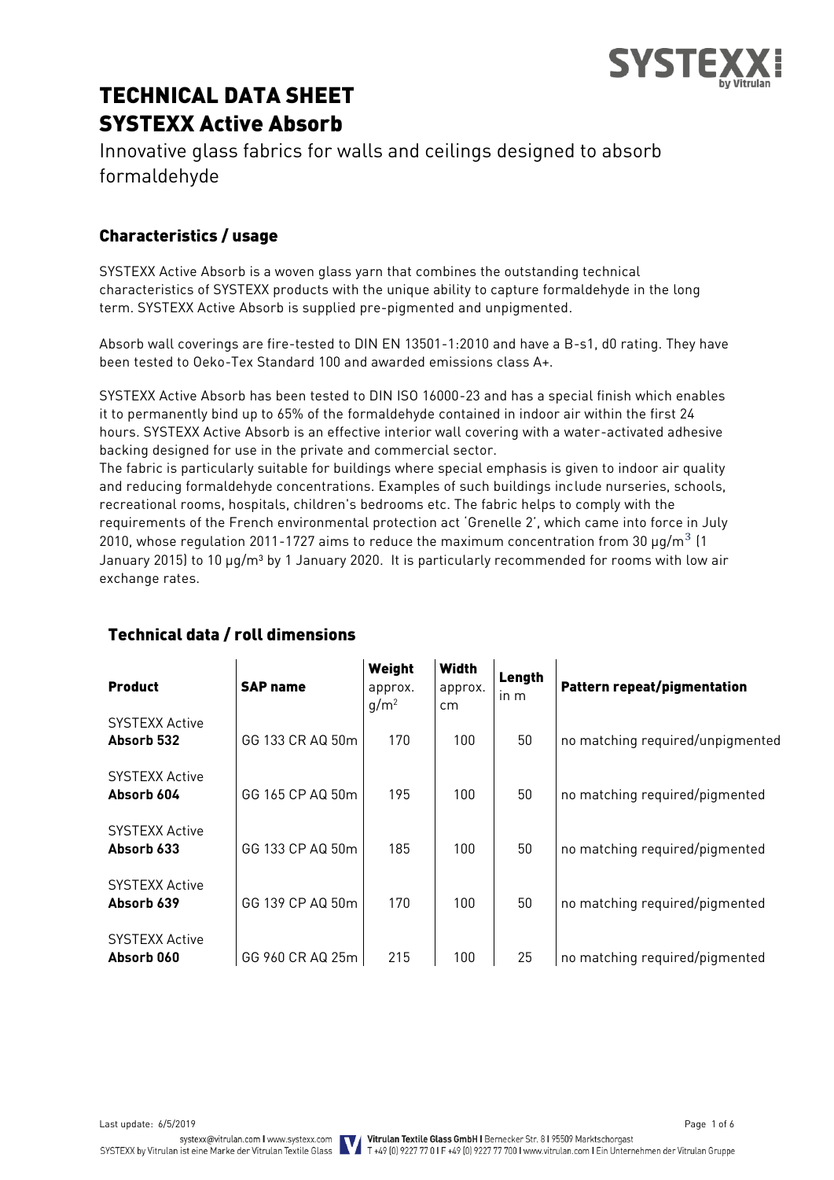# TECHNICAL DATA SHEET
# SYSTEXX Active Absorb

Innovative glass fabrics for walls and ceilings designed to absorb formaldehyde

## Characteristics / usage

SYSTEXX Active Absorb is a woven glass yarn that combines the outstanding technical characteristics of SYSTEXX products with the unique ability to capture formaldehyde in the long term. SYSTEXX Active Absorb is supplied pre-pigmented and unpigmented.

Absorb wall coverings are fire-tested to DIN EN 13501-1:2010 and have a B-s1, d0 rating. They have been tested to Oeko-Tex Standard 100 and awarded emissions class A+.

SYSTEXX Active Absorb has been tested to DIN ISO 16000-23 and has a special finish which enables it to permanently bind up to 65% of the formaldehyde contained in indoor air within the first 24 hours. SYSTEXX Active Absorb is an effective interior wall covering with a water-activated adhesive backing designed for use in the private and commercial sector.
The fabric is particularly suitable for buildings where special emphasis is given to indoor air quality and reducing formaldehyde concentrations. Examples of such buildings include nurseries, schools, recreational rooms, hospitals, children's bedrooms etc. The fabric helps to comply with the requirements of the French environmental protection act 'Grenelle 2', which came into force in July 2010, whose regulation 2011-1727 aims to reduce the maximum concentration from 30 µg/m³ (1 January 2015) to 10 µg/m³ by 1 January 2020. It is particularly recommended for rooms with low air exchange rates.

## Technical data / roll dimensions

| Product | SAP name | Weight approx. g/m² | Width approx. cm | Length in m | Pattern repeat/pigmentation |
|---|---|---|---|---|---|
| SYSTEXX Active **Absorb 532** | GG 133 CR AQ 50m | 170 | 100 | 50 | no matching required/unpigmented |
| SYSTEXX Active **Absorb 604** | GG 165 CP AQ 50m | 195 | 100 | 50 | no matching required/pigmented |
| SYSTEXX Active **Absorb 633** | GG 133 CP AQ 50m | 185 | 100 | 50 | no matching required/pigmented |
| SYSTEXX Active **Absorb 639** | GG 139 CP AQ 50m | 170 | 100 | 50 | no matching required/pigmented |
| SYSTEXX Active **Absorb 060** | GG 960 CR AQ 25m | 215 | 100 | 25 | no matching required/pigmented |

Last update: 6/5/2019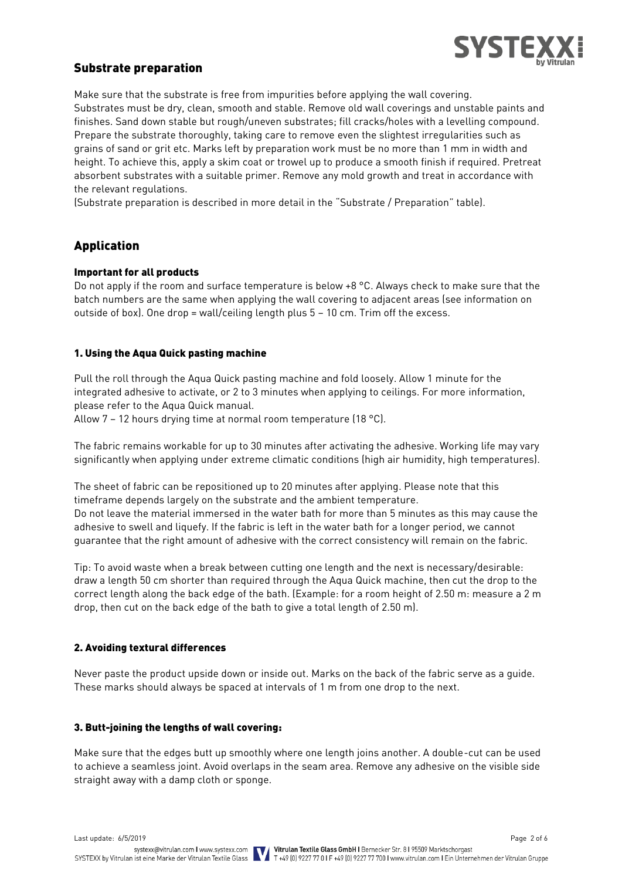## Substrate preparation

Make sure that the substrate is free from impurities before applying the wall covering. Substrates must be dry, clean, smooth and stable. Remove old wall coverings and unstable paints and finishes. Sand down stable but rough/uneven substrates; fill cracks/holes with a levelling compound. Prepare the substrate thoroughly, taking care to remove even the slightest irregularities such as grains of sand or grit etc. Marks left by preparation work must be no more than 1 mm in width and height. To achieve this, apply a skim coat or trowel up to produce a smooth finish if required. Pretreat absorbent substrates with a suitable primer. Remove any mold growth and treat in accordance with the relevant regulations.
(Substrate preparation is described in more detail in the "Substrate / Preparation" table).

## Application

### Important for all products

Do not apply if the room and surface temperature is below +8 °C. Always check to make sure that the batch numbers are the same when applying the wall covering to adjacent areas (see information on outside of box). One drop = wall/ceiling length plus 5 – 10 cm. Trim off the excess.

### 1. Using the Aqua Quick pasting machine

Pull the roll through the Aqua Quick pasting machine and fold loosely. Allow 1 minute for the integrated adhesive to activate, or 2 to 3 minutes when applying to ceilings. For more information, please refer to the Aqua Quick manual.
Allow 7 – 12 hours drying time at normal room temperature (18 °C).

The fabric remains workable for up to 30 minutes after activating the adhesive. Working life may vary significantly when applying under extreme climatic conditions (high air humidity, high temperatures).

The sheet of fabric can be repositioned up to 20 minutes after applying. Please note that this timeframe depends largely on the substrate and the ambient temperature.
Do not leave the material immersed in the water bath for more than 5 minutes as this may cause the adhesive to swell and liquefy. If the fabric is left in the water bath for a longer period, we cannot guarantee that the right amount of adhesive with the correct consistency will remain on the fabric.

Tip: To avoid waste when a break between cutting one length and the next is necessary/desirable: draw a length 50 cm shorter than required through the Aqua Quick machine, then cut the drop to the correct length along the back edge of the bath. (Example: for a room height of 2.50 m: measure a 2 m drop, then cut on the back edge of the bath to give a total length of 2.50 m).

### 2. Avoiding textural differences

Never paste the product upside down or inside out. Marks on the back of the fabric serve as a guide. These marks should always be spaced at intervals of 1 m from one drop to the next.

### 3. Butt-joining the lengths of wall covering:

Make sure that the edges butt up smoothly where one length joins another. A double-cut can be used to achieve a seamless joint. Avoid overlaps in the seam area. Remove any adhesive on the visible side straight away with a damp cloth or sponge.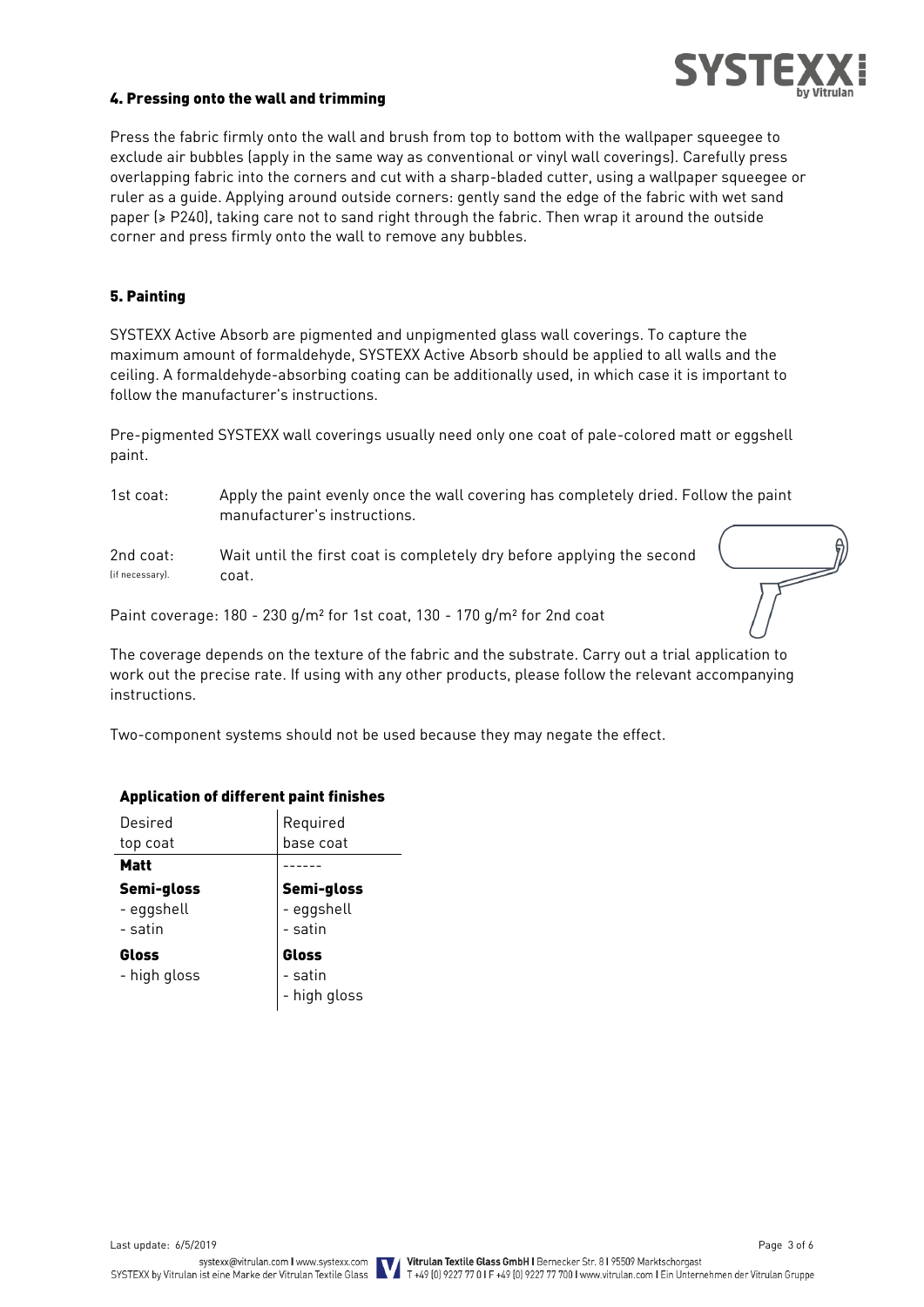#### 4. Pressing onto the wall and trimming

Press the fabric firmly onto the wall and brush from top to bottom with the wallpaper squeegee to exclude air bubbles (apply in the same way as conventional or vinyl wall coverings). Carefully press overlapping fabric into the corners and cut with a sharp-bladed cutter, using a wallpaper squeegee or ruler as a guide. Applying around outside corners: gently sand the edge of the fabric with wet sand paper (≥ P240), taking care not to sand right through the fabric. Then wrap it around the outside corner and press firmly onto the wall to remove any bubbles.

#### 5. Painting

SYSTEXX Active Absorb are pigmented and unpigmented glass wall coverings. To capture the maximum amount of formaldehyde, SYSTEXX Active Absorb should be applied to all walls and the ceiling. A formaldehyde-absorbing coating can be additionally used, in which case it is important to follow the manufacturer's instructions.

Pre-pigmented SYSTEXX wall coverings usually need only one coat of pale-colored matt or eggshell paint.

1st coat: Apply the paint evenly once the wall covering has completely dried. Follow the paint manufacturer's instructions.

2nd coat: (if necessary). Wait until the first coat is completely dry before applying the second coat.

Paint coverage: 180 - 230 g/m² for 1st coat, 130 - 170 g/m² for 2nd coat

The coverage depends on the texture of the fabric and the substrate. Carry out a trial application to work out the precise rate. If using with any other products, please follow the relevant accompanying instructions.

Two-component systems should not be used because they may negate the effect.

**Application of different paint finishes**

| Desired top coat | Required base coat |
|---|---|
| **Matt** | ------ |
| **Semi-gloss**<br>- eggshell<br>- satin | **Semi-gloss**<br>- eggshell<br>- satin |
| **Gloss**<br>- high gloss | **Gloss**<br>- satin<br>- high gloss |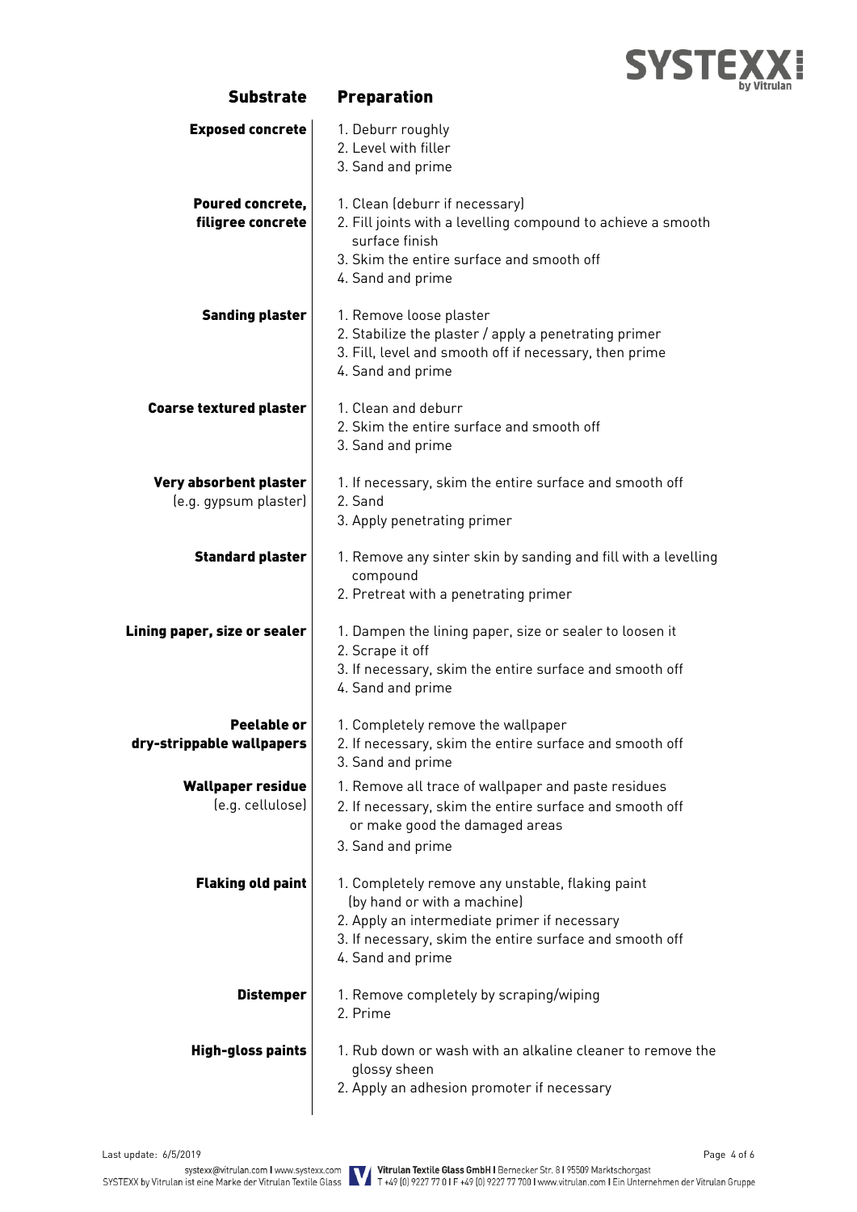| Substrate | Preparation |
| --- | --- |
| **Exposed concrete** | 1. Deburr roughly<br>2. Level with filler<br>3. Sand and prime |
| **Poured concrete, filigree concrete** | 1. Clean (deburr if necessary)<br>2. Fill joints with a levelling compound to achieve a smooth surface finish<br>3. Skim the entire surface and smooth off<br>4. Sand and prime |
| **Sanding plaster** | 1. Remove loose plaster<br>2. Stabilize the plaster / apply a penetrating primer<br>3. Fill, level and smooth off if necessary, then prime<br>4. Sand and prime |
| **Coarse textured plaster** | 1. Clean and deburr<br>2. Skim the entire surface and smooth off<br>3. Sand and prime |
| **Very absorbent plaster** (e.g. gypsum plaster) | 1. If necessary, skim the entire surface and smooth off<br>2. Sand<br>3. Apply penetrating primer |
| **Standard plaster** | 1. Remove any sinter skin by sanding and fill with a levelling compound<br>2. Pretreat with a penetrating primer |
| **Lining paper, size or sealer** | 1. Dampen the lining paper, size or sealer to loosen it<br>2. Scrape it off<br>3. If necessary, skim the entire surface and smooth off<br>4. Sand and prime |
| **Peelable or dry-strippable wallpapers** | 1. Completely remove the wallpaper<br>2. If necessary, skim the entire surface and smooth off<br>3. Sand and prime |
| **Wallpaper residue** (e.g. cellulose) | 1. Remove all trace of wallpaper and paste residues<br>2. If necessary, skim the entire surface and smooth off or make good the damaged areas<br>3. Sand and prime |
| **Flaking old paint** | 1. Completely remove any unstable, flaking paint (by hand or with a machine)<br>2. Apply an intermediate primer if necessary<br>3. If necessary, skim the entire surface and smooth off<br>4. Sand and prime |
| **Distemper** | 1. Remove completely by scraping/wiping<br>2. Prime |
| **High-gloss paints** | 1. Rub down or wash with an alkaline cleaner to remove the glossy sheen<br>2. Apply an adhesion promoter if necessary |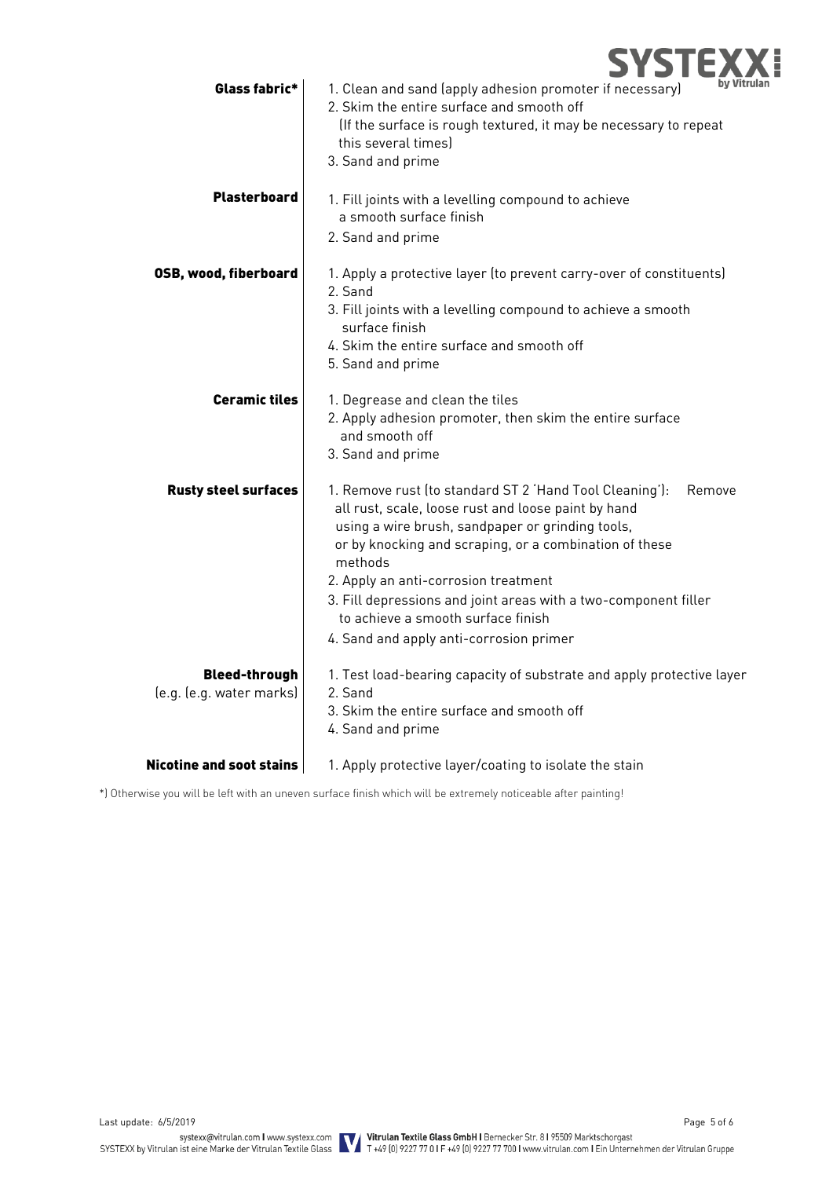| | |
|---|---|
| **Glass fabric*** | 1. Clean and sand (apply adhesion promoter if necessary)<br>2. Skim the entire surface and smooth off (If the surface is rough textured, it may be necessary to repeat this several times)<br>3. Sand and prime |
| **Plasterboard** | 1. Fill joints with a levelling compound to achieve a smooth surface finish<br>2. Sand and prime |
| **OSB, wood, fiberboard** | 1. Apply a protective layer (to prevent carry-over of constituents)<br>2. Sand<br>3. Fill joints with a levelling compound to achieve a smooth surface finish<br>4. Skim the entire surface and smooth off<br>5. Sand and prime |
| **Ceramic tiles** | 1. Degrease and clean the tiles<br>2. Apply adhesion promoter, then skim the entire surface and smooth off<br>3. Sand and prime |
| **Rusty steel surfaces** | 1. Remove rust (to standard ST 2 'Hand Tool Cleaning'): Remove all rust, scale, loose rust and loose paint by hand using a wire brush, sandpaper or grinding tools, or by knocking and scraping, or a combination of these methods<br>2. Apply an anti-corrosion treatment<br>3. Fill depressions and joint areas with a two-component filler to achieve a smooth surface finish<br>4. Sand and apply anti-corrosion primer |
| **Bleed-through** (e.g. (e.g. water marks) | 1. Test load-bearing capacity of substrate and apply protective layer<br>2. Sand<br>3. Skim the entire surface and smooth off<br>4. Sand and prime |
| **Nicotine and soot stains** | 1. Apply protective layer/coating to isolate the stain |

*) Otherwise you will be left with an uneven surface finish which will be extremely noticeable after painting!

Last update: 6/5/2019

systexx@vitrulan.com I www.systexx.com
SYSTEXX by Vitrulan ist eine Marke der Vitrulan Textile Glass

**Vitrulan Textile Glass GmbH** I Bernecker Str. 8 I 95509 Marktschorgast
T +49 (0) 9227 77 0 I F +49 (0) 9227 77 700 I www.vitrulan.com I Ein Unternehmen der Vitrulan Gruppe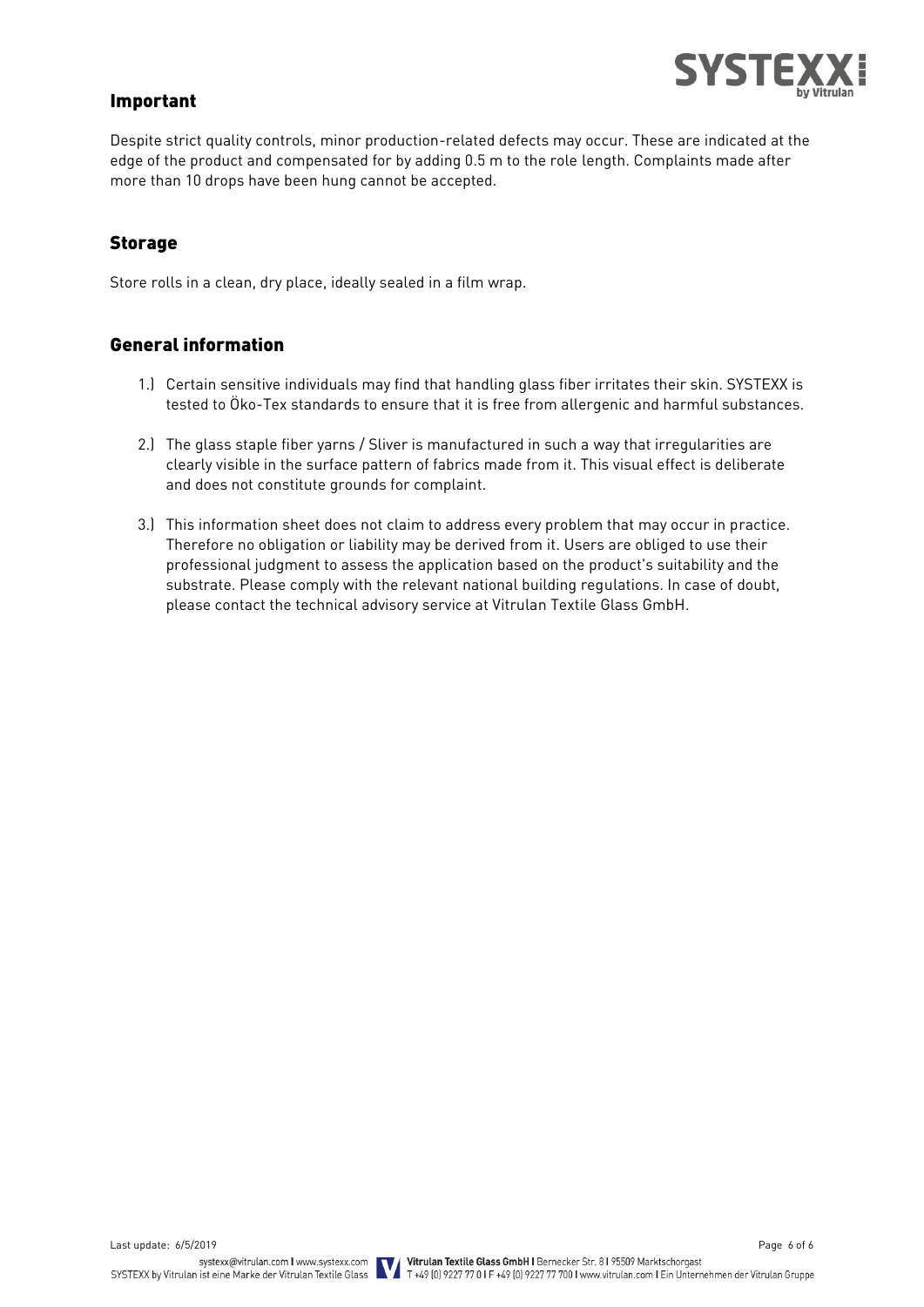## Important

Despite strict quality controls, minor production-related defects may occur. These are indicated at the edge of the product and compensated for by adding 0.5 m to the role length. Complaints made after more than 10 drops have been hung cannot be accepted.

## Storage

Store rolls in a clean, dry place, ideally sealed in a film wrap.

## General information

1.) Certain sensitive individuals may find that handling glass fiber irritates their skin. SYSTEXX is tested to Öko-Tex standards to ensure that it is free from allergenic and harmful substances.

2.) The glass staple fiber yarns / Sliver is manufactured in such a way that irregularities are clearly visible in the surface pattern of fabrics made from it. This visual effect is deliberate and does not constitute grounds for complaint.

3.) This information sheet does not claim to address every problem that may occur in practice. Therefore no obligation or liability may be derived from it. Users are obliged to use their professional judgment to assess the application based on the product's suitability and the substrate. Please comply with the relevant national building regulations. In case of doubt, please contact the technical advisory service at Vitrulan Textile Glass GmbH.